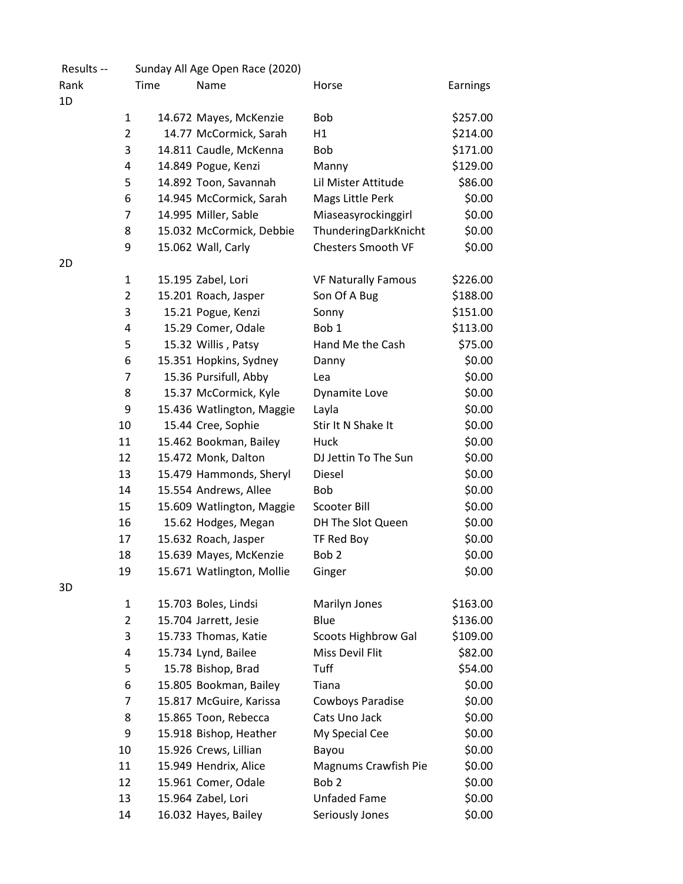Results -- Sunday All Age Open Race (2020)

| Rank | | Time | Name | Horse | Earnings |
|---|---|---|---|---|---|
| 1D | | | | | |
| | 1 | 14.672 | Mayes, McKenzie | Bob | $257.00 |
| | 2 | 14.77 | McCormick, Sarah | H1 | $214.00 |
| | 3 | 14.811 | Caudle, McKenna | Bob | $171.00 |
| | 4 | 14.849 | Pogue, Kenzi | Manny | $129.00 |
| | 5 | 14.892 | Toon, Savannah | Lil Mister Attitude | $86.00 |
| | 6 | 14.945 | McCormick, Sarah | Mags Little Perk | $0.00 |
| | 7 | 14.995 | Miller, Sable | Miaseasyrockinggirl | $0.00 |
| | 8 | 15.032 | McCormick, Debbie | ThunderingDarkKnicht | $0.00 |
| | 9 | 15.062 | Wall, Carly | Chesters Smooth VF | $0.00 |
| 2D | | | | | |
| | 1 | 15.195 | Zabel, Lori | VF Naturally Famous | $226.00 |
| | 2 | 15.201 | Roach, Jasper | Son Of A Bug | $188.00 |
| | 3 | 15.21 | Pogue, Kenzi | Sonny | $151.00 |
| | 4 | 15.29 | Comer, Odale | Bob 1 | $113.00 |
| | 5 | 15.32 | Willis , Patsy | Hand Me the Cash | $75.00 |
| | 6 | 15.351 | Hopkins, Sydney | Danny | $0.00 |
| | 7 | 15.36 | Pursifull, Abby | Lea | $0.00 |
| | 8 | 15.37 | McCormick, Kyle | Dynamite Love | $0.00 |
| | 9 | 15.436 | Watlington, Maggie | Layla | $0.00 |
| | 10 | 15.44 | Cree, Sophie | Stir It N Shake It | $0.00 |
| | 11 | 15.462 | Bookman, Bailey | Huck | $0.00 |
| | 12 | 15.472 | Monk, Dalton | DJ Jettin To The Sun | $0.00 |
| | 13 | 15.479 | Hammonds, Sheryl | Diesel | $0.00 |
| | 14 | 15.554 | Andrews, Allee | Bob | $0.00 |
| | 15 | 15.609 | Watlington, Maggie | Scooter Bill | $0.00 |
| | 16 | 15.62 | Hodges, Megan | DH The Slot Queen | $0.00 |
| | 17 | 15.632 | Roach, Jasper | TF Red Boy | $0.00 |
| | 18 | 15.639 | Mayes, McKenzie | Bob 2 | $0.00 |
| | 19 | 15.671 | Watlington, Mollie | Ginger | $0.00 |
| 3D | | | | | |
| | 1 | 15.703 | Boles, Lindsi | Marilyn Jones | $163.00 |
| | 2 | 15.704 | Jarrett, Jesie | Blue | $136.00 |
| | 3 | 15.733 | Thomas, Katie | Scoots Highbrow Gal | $109.00 |
| | 4 | 15.734 | Lynd, Bailee | Miss Devil Flit | $82.00 |
| | 5 | 15.78 | Bishop, Brad | Tuff | $54.00 |
| | 6 | 15.805 | Bookman, Bailey | Tiana | $0.00 |
| | 7 | 15.817 | McGuire, Karissa | Cowboys Paradise | $0.00 |
| | 8 | 15.865 | Toon, Rebecca | Cats Uno Jack | $0.00 |
| | 9 | 15.918 | Bishop, Heather | My Special Cee | $0.00 |
| | 10 | 15.926 | Crews, Lillian | Bayou | $0.00 |
| | 11 | 15.949 | Hendrix, Alice | Magnums Crawfish Pie | $0.00 |
| | 12 | 15.961 | Comer, Odale | Bob 2 | $0.00 |
| | 13 | 15.964 | Zabel, Lori | Unfaded Fame | $0.00 |
| | 14 | 16.032 | Hayes, Bailey | Seriously Jones | $0.00 |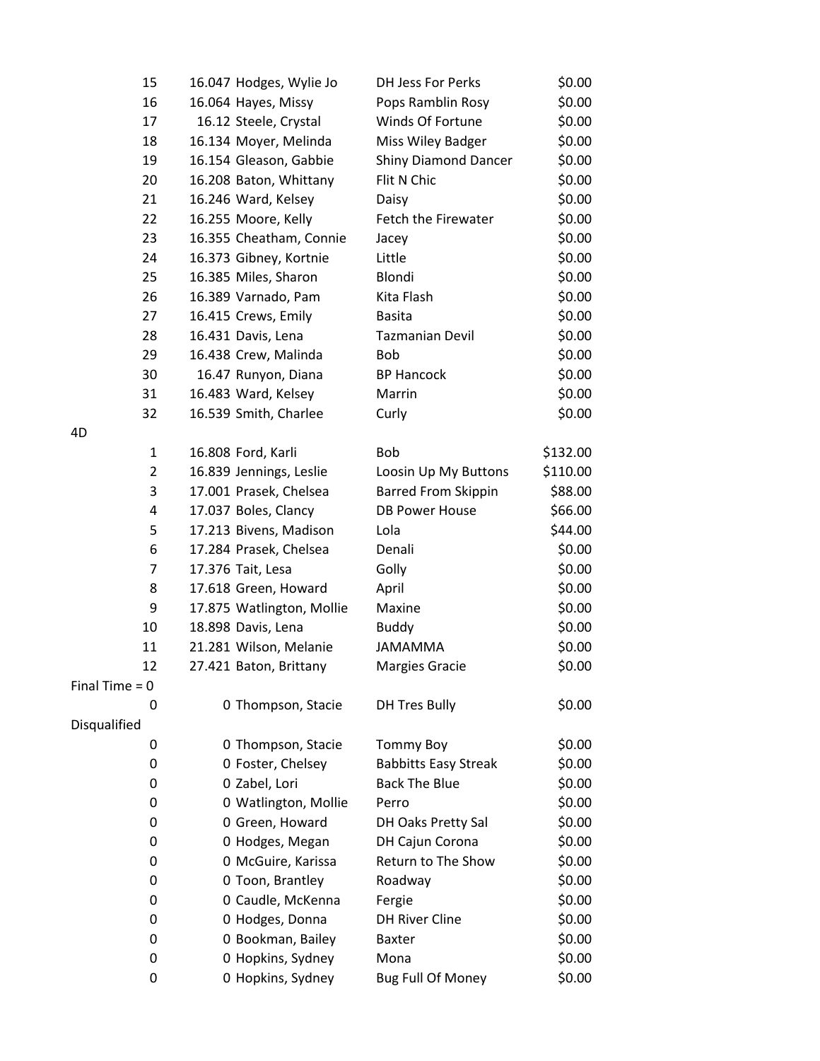| Place | Time | Rider | Horse | Payout |
|---|---|---|---|---|
| 15 | 16.047 | Hodges, Wylie Jo | DH Jess For Perks | $0.00 |
| 16 | 16.064 | Hayes, Missy | Pops Ramblin Rosy | $0.00 |
| 17 | 16.12 | Steele, Crystal | Winds Of Fortune | $0.00 |
| 18 | 16.134 | Moyer, Melinda | Miss Wiley Badger | $0.00 |
| 19 | 16.154 | Gleason, Gabbie | Shiny Diamond Dancer | $0.00 |
| 20 | 16.208 | Baton, Whittany | Flit N Chic | $0.00 |
| 21 | 16.246 | Ward, Kelsey | Daisy | $0.00 |
| 22 | 16.255 | Moore, Kelly | Fetch the Firewater | $0.00 |
| 23 | 16.355 | Cheatham, Connie | Jacey | $0.00 |
| 24 | 16.373 | Gibney, Kortnie | Little | $0.00 |
| 25 | 16.385 | Miles, Sharon | Blondi | $0.00 |
| 26 | 16.389 | Varnado, Pam | Kita Flash | $0.00 |
| 27 | 16.415 | Crews, Emily | Basita | $0.00 |
| 28 | 16.431 | Davis, Lena | Tazmanian Devil | $0.00 |
| 29 | 16.438 | Crew, Malinda | Bob | $0.00 |
| 30 | 16.47 | Runyon, Diana | BP Hancock | $0.00 |
| 31 | 16.483 | Ward, Kelsey | Marrin | $0.00 |
| 32 | 16.539 | Smith, Charlee | Curly | $0.00 |
| 4D | | | | |
| 1 | 16.808 | Ford, Karli | Bob | $132.00 |
| 2 | 16.839 | Jennings, Leslie | Loosin Up My Buttons | $110.00 |
| 3 | 17.001 | Prasek, Chelsea | Barred From Skippin | $88.00 |
| 4 | 17.037 | Boles, Clancy | DB Power House | $66.00 |
| 5 | 17.213 | Bivens, Madison | Lola | $44.00 |
| 6 | 17.284 | Prasek, Chelsea | Denali | $0.00 |
| 7 | 17.376 | Tait, Lesa | Golly | $0.00 |
| 8 | 17.618 | Green, Howard | April | $0.00 |
| 9 | 17.875 | Watlington, Mollie | Maxine | $0.00 |
| 10 | 18.898 | Davis, Lena | Buddy | $0.00 |
| 11 | 21.281 | Wilson, Melanie | JAMAMMA | $0.00 |
| 12 | 27.421 | Baton, Brittany | Margies Gracie | $0.00 |
| Final Time = 0 | | | | |
| 0 | 0 | Thompson, Stacie | DH Tres Bully | $0.00 |
| Disqualified | | | | |
| 0 | 0 | Thompson, Stacie | Tommy Boy | $0.00 |
| 0 | 0 | Foster, Chelsey | Babbitts Easy Streak | $0.00 |
| 0 | 0 | Zabel, Lori | Back The Blue | $0.00 |
| 0 | 0 | Watlington, Mollie | Perro | $0.00 |
| 0 | 0 | Green, Howard | DH Oaks Pretty Sal | $0.00 |
| 0 | 0 | Hodges, Megan | DH Cajun Corona | $0.00 |
| 0 | 0 | McGuire, Karissa | Return to The Show | $0.00 |
| 0 | 0 | Toon, Brantley | Roadway | $0.00 |
| 0 | 0 | Caudle, McKenna | Fergie | $0.00 |
| 0 | 0 | Hodges, Donna | DH River Cline | $0.00 |
| 0 | 0 | Bookman, Bailey | Baxter | $0.00 |
| 0 | 0 | Hopkins, Sydney | Mona | $0.00 |
| 0 | 0 | Hopkins, Sydney | Bug Full Of Money | $0.00 |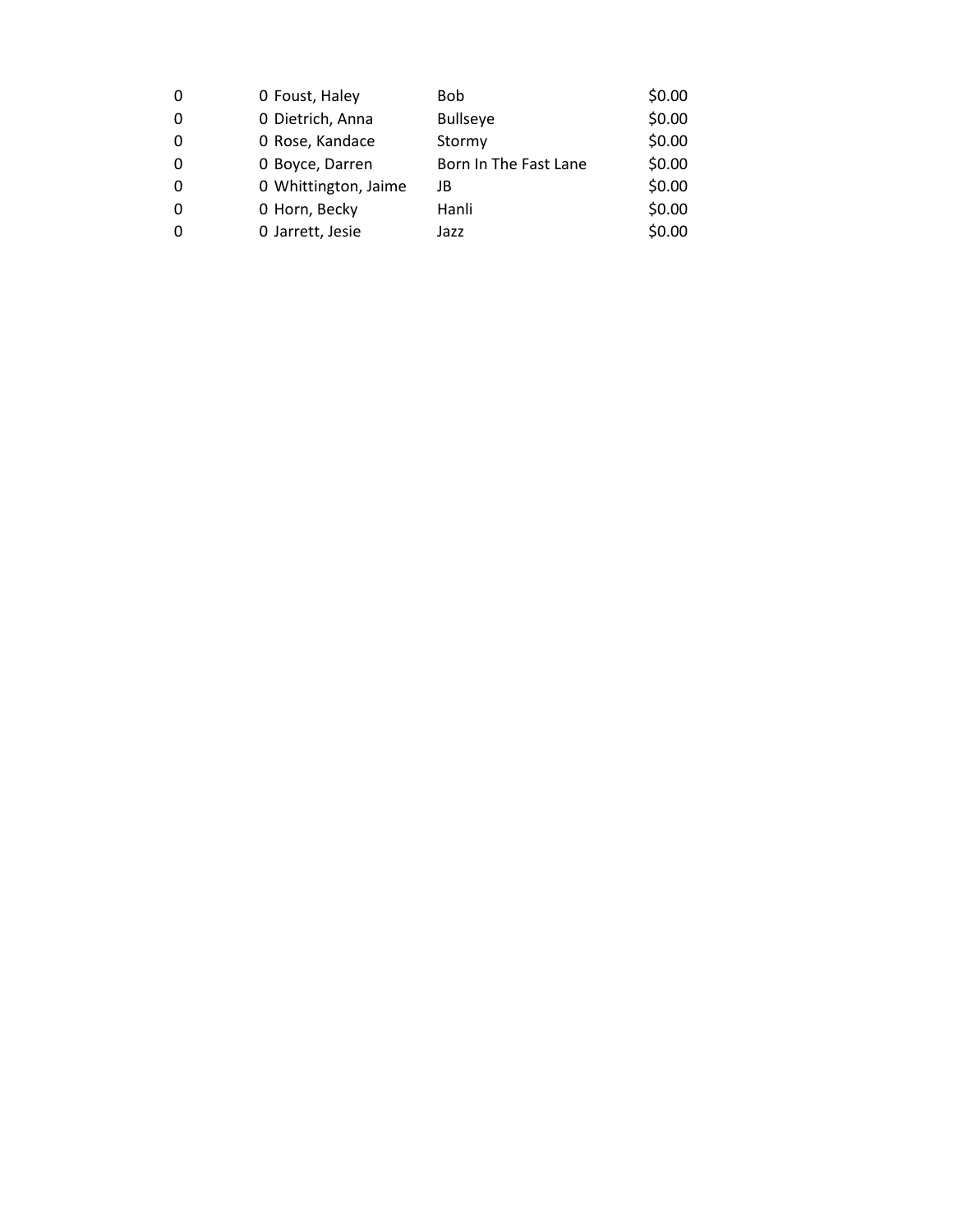| | | | | |
|---|---|---|---|---|
| 0 | 0 | Foust, Haley | Bob | \$0.00 |
| 0 | 0 | Dietrich, Anna | Bullseye | \$0.00 |
| 0 | 0 | Rose, Kandace | Stormy | \$0.00 |
| 0 | 0 | Boyce, Darren | Born In The Fast Lane | \$0.00 |
| 0 | 0 | Whittington, Jaime | JB | \$0.00 |
| 0 | 0 | Horn, Becky | Hanli | \$0.00 |
| 0 | 0 | Jarrett, Jesie | Jazz | \$0.00 |